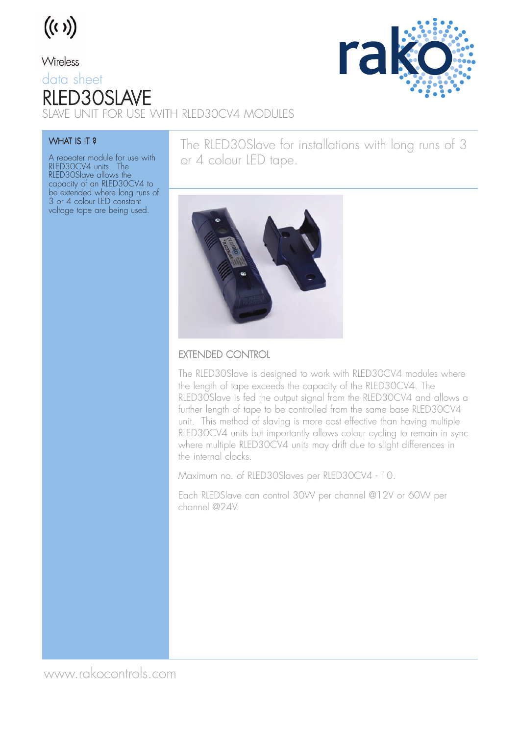Wireless

data sheet

# RLED30SLAVE

SLAVE UNIT FOR USE WITH RLED30CV4 MODULES

### WHAT IS IT ?

A repeater module for use with RLED30CV4 units. The RLED30Slave allows the capacity of an RLED30CV4 to be extended where long runs of 3 or 4 colour LED constant voltage tape are being used.

The RLED30Slave for installations with long runs of 3 or 4 colour LED tape.

### EXTENDED CONTROL

The RLED30Slave is designed to work with RLED30CV4 modules where the length of tape exceeds the capacity of the RLED30CV4. The RLED30Slave is fed the output signal from the RLED30CV4 and allows a further length of tape to be controlled from the same base RLED30CV4 unit. This method of slaving is more cost effective than having multiple RLED30CV4 units but importantly allows colour cycling to remain in sync where multiple RLED30CV4 units may drift due to slight differences in the internal clocks.

Maximum no. of RLED30Slaves per RLED30CV4 - 10.

Each RLEDSlave can control 30W per channel @12V or 60W per channel @24V.

www.rakocontrols.com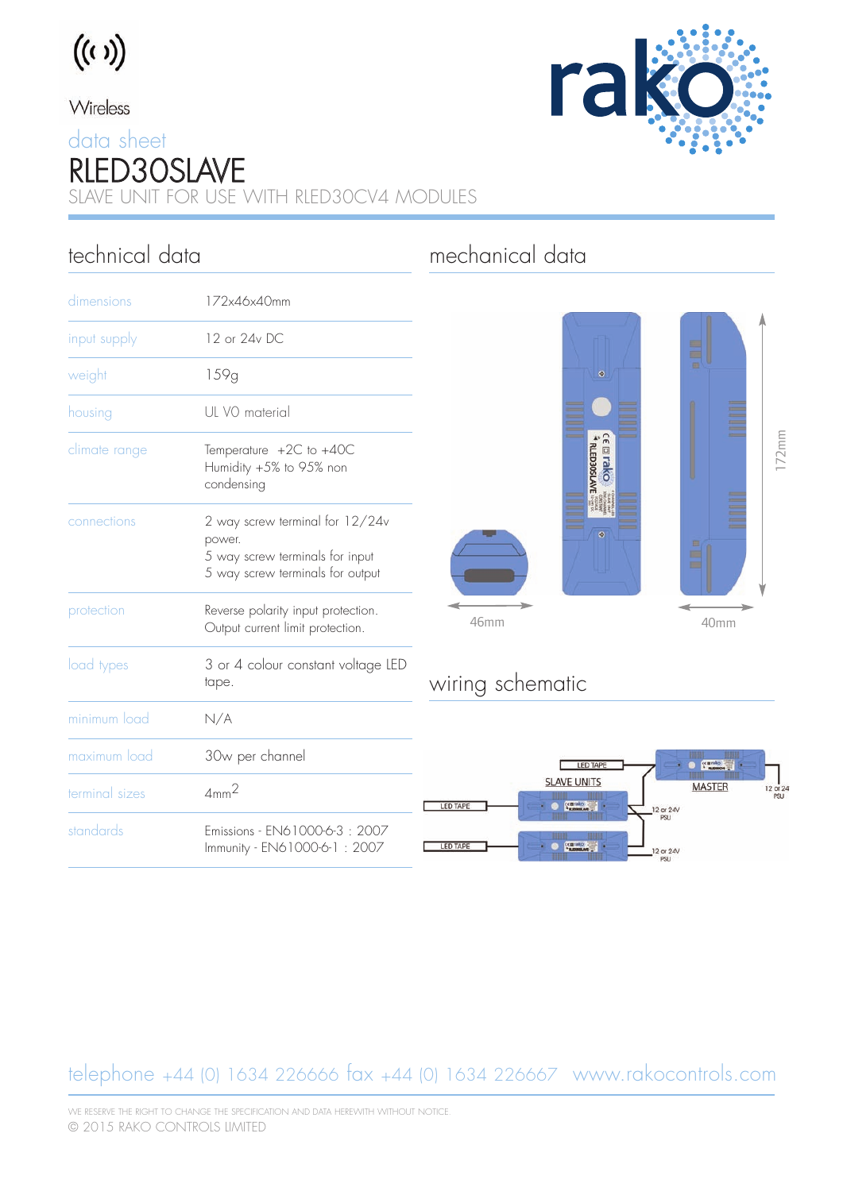Wireless

data sheet

# RLED30SLAVE

SLAVE UNIT FOR USE WITH RLED30CV4 MODULES

## technical data

| | |
|---|---|
| dimensions | 172x46x40mm |
| input supply | 12 or 24v DC |
| weight | 159g |
| housing | UL V0 material |
| climate range | Temperature +2C to +40C<br>Humidity +5% to 95% non condensing |
| connections | 2 way screw terminal for 12/24v power.<br>5 way screw terminals for input<br>5 way screw terminals for output |
| protection | Reverse polarity input protection.<br>Output current limit protection. |
| load types | 3 or 4 colour constant voltage LED tape. |
| minimum load | N/A |
| maximum load | 30w per channel |
| terminal sizes | $4mm^2$ |
| standards | Emissions - EN61000-6-3 : 2007<br>Immunity - EN61000-6-1 : 2007 |

## mechanical data

172mm

46mm

40mm

## wiring schematic

LED TAPE

SLAVE UNITS

MASTER

12 or 24 PSU

LED TAPE

12 or 24V PSU

LED TAPE

12 or 24V PSU

telephone +44 (0) 1634 226666 fax +44 (0) 1634 226667 www.rakocontrols.com

WE RESERVE THE RIGHT TO CHANGE THE SPECIFICATION AND DATA HEREWITH WITHOUT NOTICE.

© 2015 RAKO CONTROLS LIMITED